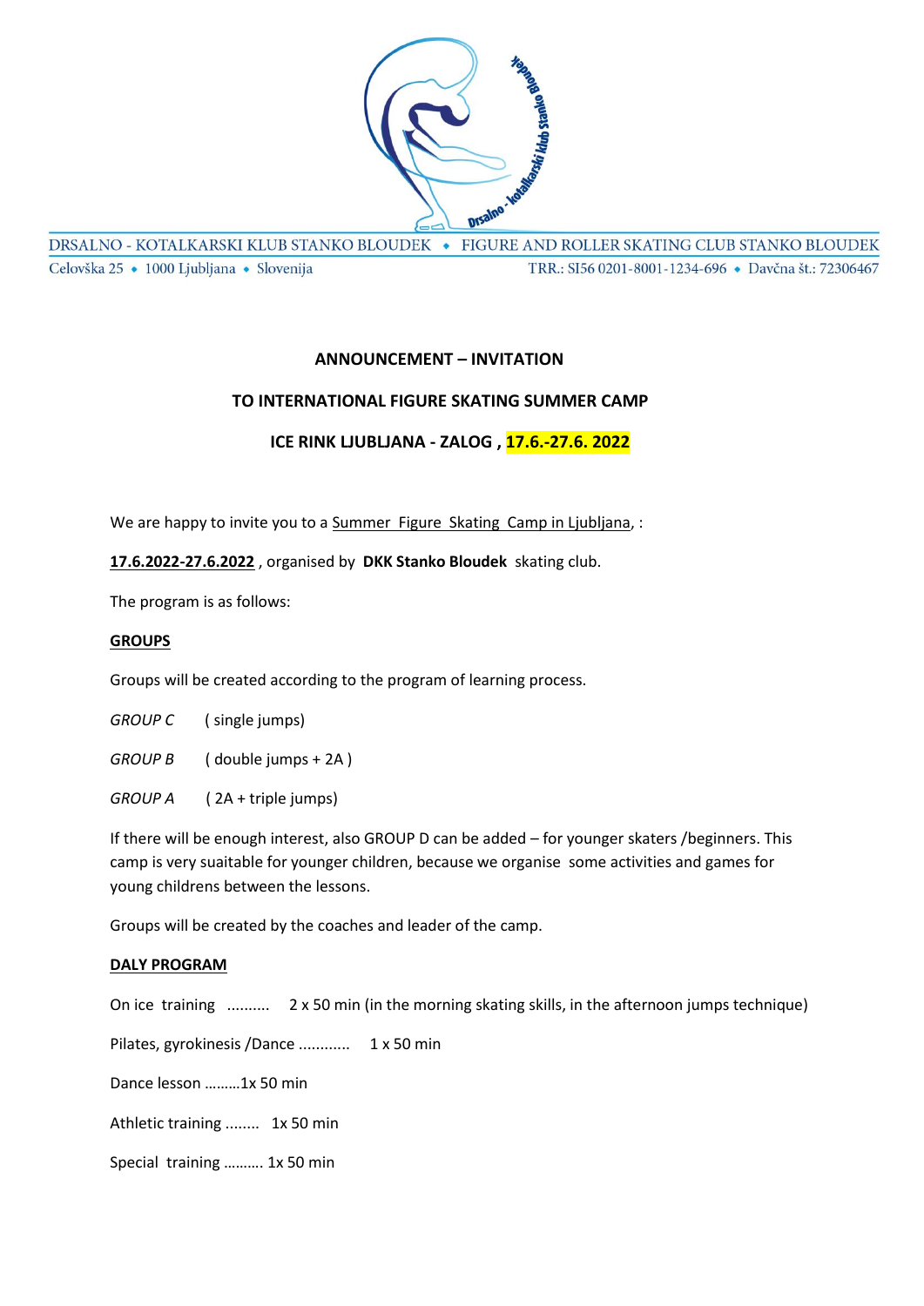DRSALNO - KOTALKARSKI KLUB STANKO BLOUDEK • FIGURE AND ROLLER SKATING CLUB STANKO BLOUDEK

Celovška 25 • 1000 Ljubljana • Slovenija TRR.: SI56 0201-8001-1234-696 • Davčna št.: 72306467

**ANNOUNCEMENT – INVITATION**

**TO INTERNATIONAL FIGURE SKATING SUMMER CAMP**

**ICE RINK LJUBLJANA - ZALOG , 17.6.-27.6. 2022**

We are happy to invite you to a Summer Figure Skating Camp in Ljubljana, :

**17.6.2022-27.6.2022** , organised by **DKK Stanko Bloudek** skating club.

The program is as follows:

**GROUPS**

Groups will be created according to the program of learning process.

*GROUP C* ( single jumps)

*GROUP B* ( double jumps + 2A )

*GROUP A* ( 2A + triple jumps)

If there will be enough interest, also GROUP D can be added – for younger skaters /beginners. This camp is very suaitable for younger children, because we organise some activities and games for young childrens between the lessons.

Groups will be created by the coaches and leader of the camp.

**DALY PROGRAM**

On ice training .......... 2 x 50 min (in the morning skating skills, in the afternoon jumps technique)

Pilates, gyrokinesis /Dance ........... 1 x 50 min

Dance lesson .........1x 50 min

Athletic training ........ 1x 50 min

Special training .......... 1x 50 min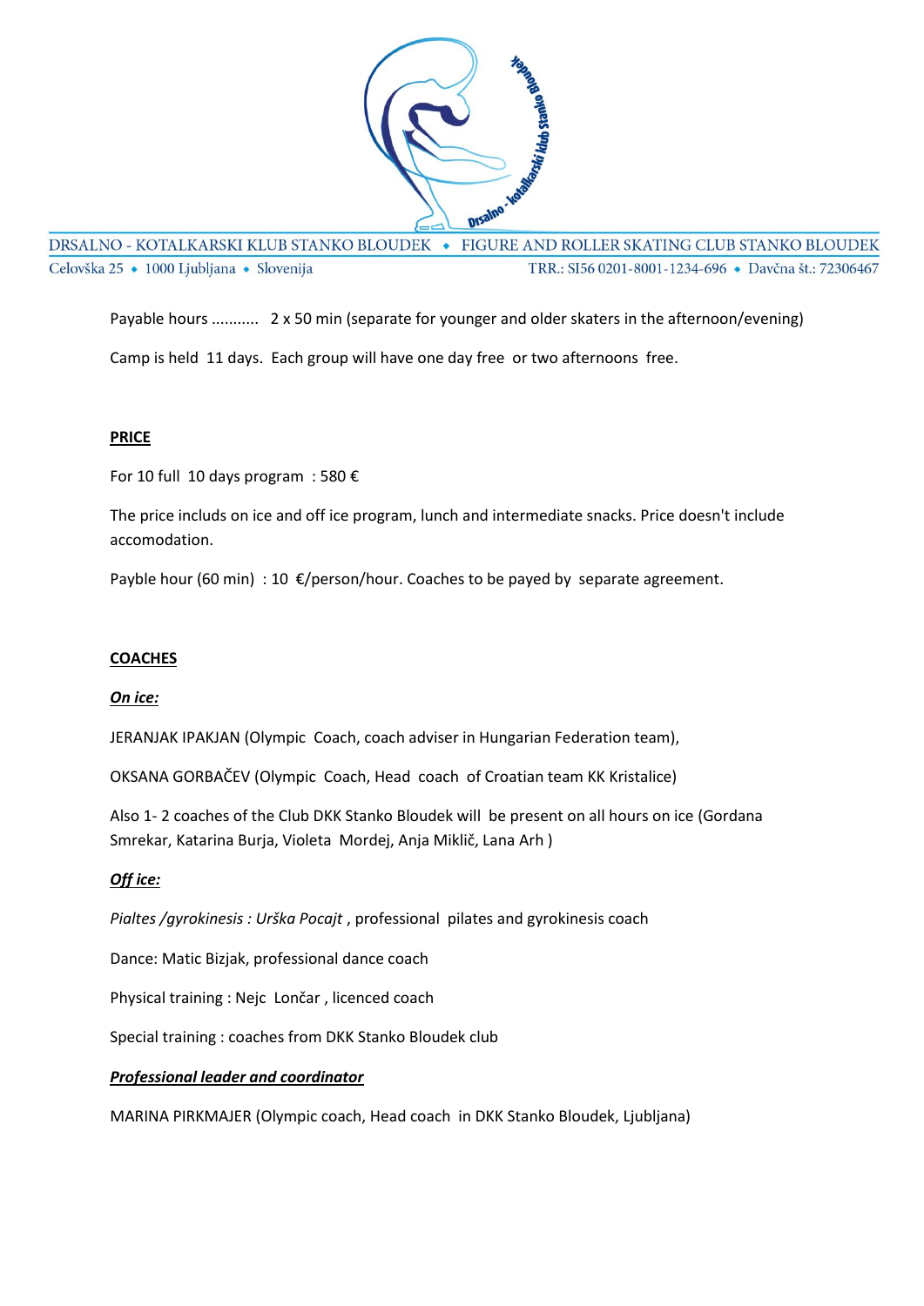Payable hours .......... 2 x 50 min (separate for younger and older skaters in the afternoon/evening)

Camp is held 11 days. Each group will have one day free or two afternoons free.

**PRICE**

For 10 full 10 days program : 580 €

The price includs on ice and off ice program, lunch and intermediate snacks. Price doesn't include accomodation.

Payble hour (60 min) : 10 €/person/hour. Coaches to be payed by separate agreement.

**COACHES**

***On ice:***

JERANJAK IPAKJAN (Olympic Coach, coach adviser in Hungarian Federation team),

OKSANA GORBAČEV (Olympic Coach, Head coach of Croatian team KK Kristalice)

Also 1- 2 coaches of the Club DKK Stanko Bloudek will be present on all hours on ice (Gordana Smrekar, Katarina Burja, Violeta Mordej, Anja Miklič, Lana Arh )

***Off ice:***

*Pialtes /gyrokinesis : Urška Pocajt* , professional pilates and gyrokinesis coach

Dance: Matic Bizjak, professional dance coach

Physical training : Nejc Lončar , licenced coach

Special training : coaches from DKK Stanko Bloudek club

***Professional leader and coordinator***

MARINA PIRKMAJER (Olympic coach, Head coach in DKK Stanko Bloudek, Ljubljana)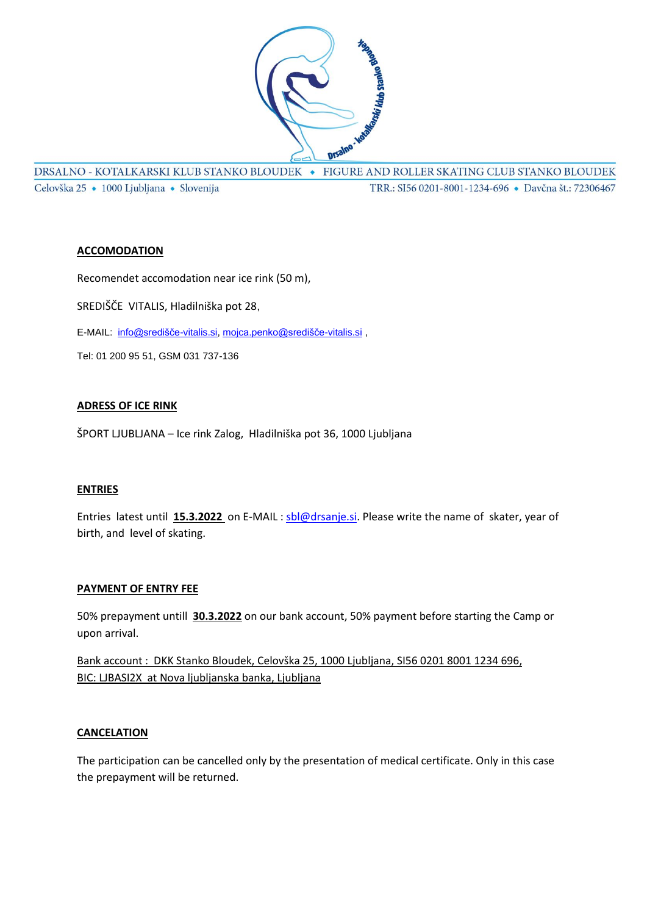## ACCOMODATION

Recomendet accomodation near ice rink (50 m),

SREDIŠČE VITALIS, Hladilniška pot 28,

E-MAIL: info@središče-vitalis.si, mojca.penko@središče-vitalis.si ,

Tel: 01 200 95 51, GSM 031 737-136

## ADRESS OF ICE RINK

ŠPORT LJUBLJANA – Ice rink Zalog, Hladilniška pot 36, 1000 Ljubljana

## ENTRIES

Entries latest until **15.3.2022** on E-MAIL : sbl@drsanje.si. Please write the name of skater, year of birth, and level of skating.

## PAYMENT OF ENTRY FEE

50% prepayment untill **30.3.2022** on our bank account, 50% payment before starting the Camp or upon arrival.

Bank account : DKK Stanko Bloudek, Celovška 25, 1000 Ljubljana, SI56 0201 8001 1234 696, BIC: LJBASI2X at Nova ljubljanska banka, Ljubljana

## CANCELATION

The participation can be cancelled only by the presentation of medical certificate. Only in this case the prepayment will be returned.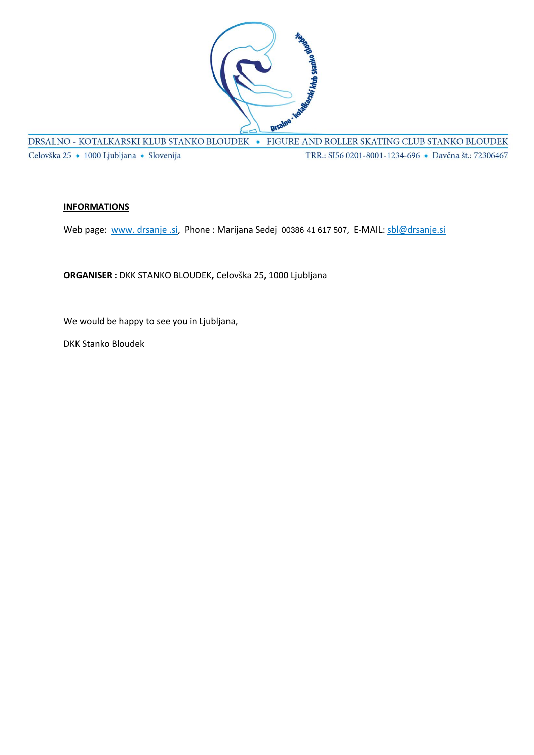**INFORMATIONS**

Web page: www. drsanje .si, Phone : Marijana Sedej 00386 41 617 507, E-MAIL: sbl@drsanje.si

**ORGANISER :** DKK STANKO BLOUDEK**,** Celovška 25**,** 1000 Ljubljana

We would be happy to see you in Ljubljana,

DKK Stanko Bloudek